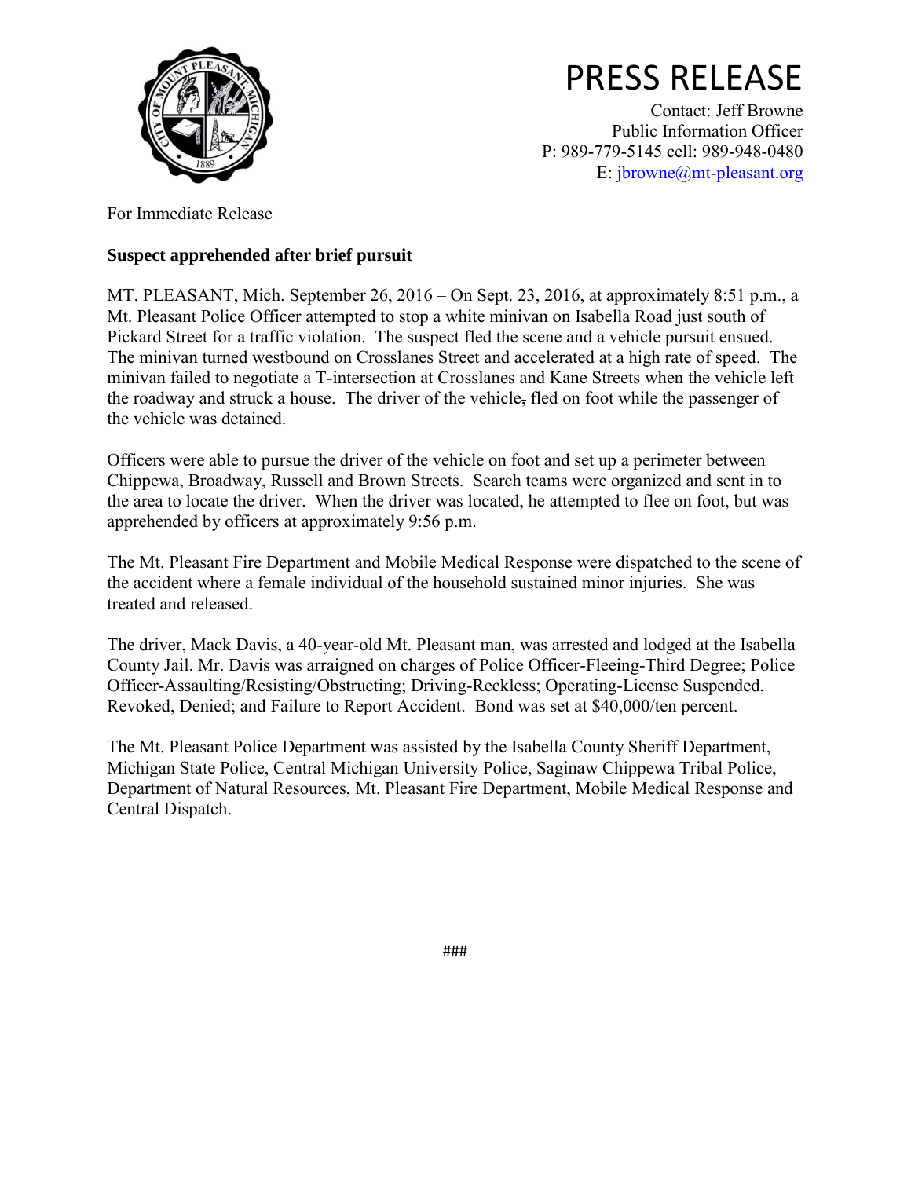# PRESS RELEASE

Contact: Jeff Browne
Public Information Officer
P: 989-779-5145 cell: 989-948-0480
E: jbrowne@mt-pleasant.org

For Immediate Release

**Suspect apprehended after brief pursuit**

MT. PLEASANT, Mich. September 26, 2016 – On Sept. 23, 2016, at approximately 8:51 p.m., a Mt. Pleasant Police Officer attempted to stop a white minivan on Isabella Road just south of Pickard Street for a traffic violation. The suspect fled the scene and a vehicle pursuit ensued. The minivan turned westbound on Crosslanes Street and accelerated at a high rate of speed. The minivan failed to negotiate a T-intersection at Crosslanes and Kane Streets when the vehicle left the roadway and struck a house. The driver of the vehicle, fled on foot while the passenger of the vehicle was detained.

Officers were able to pursue the driver of the vehicle on foot and set up a perimeter between Chippewa, Broadway, Russell and Brown Streets. Search teams were organized and sent in to the area to locate the driver. When the driver was located, he attempted to flee on foot, but was apprehended by officers at approximately 9:56 p.m.

The Mt. Pleasant Fire Department and Mobile Medical Response were dispatched to the scene of the accident where a female individual of the household sustained minor injuries. She was treated and released.

The driver, Mack Davis, a 40-year-old Mt. Pleasant man, was arrested and lodged at the Isabella County Jail. Mr. Davis was arraigned on charges of Police Officer-Fleeing-Third Degree; Police Officer-Assaulting/Resisting/Obstructing; Driving-Reckless; Operating-License Suspended, Revoked, Denied; and Failure to Report Accident. Bond was set at $40,000/ten percent.

The Mt. Pleasant Police Department was assisted by the Isabella County Sheriff Department, Michigan State Police, Central Michigan University Police, Saginaw Chippewa Tribal Police, Department of Natural Resources, Mt. Pleasant Fire Department, Mobile Medical Response and Central Dispatch.

###